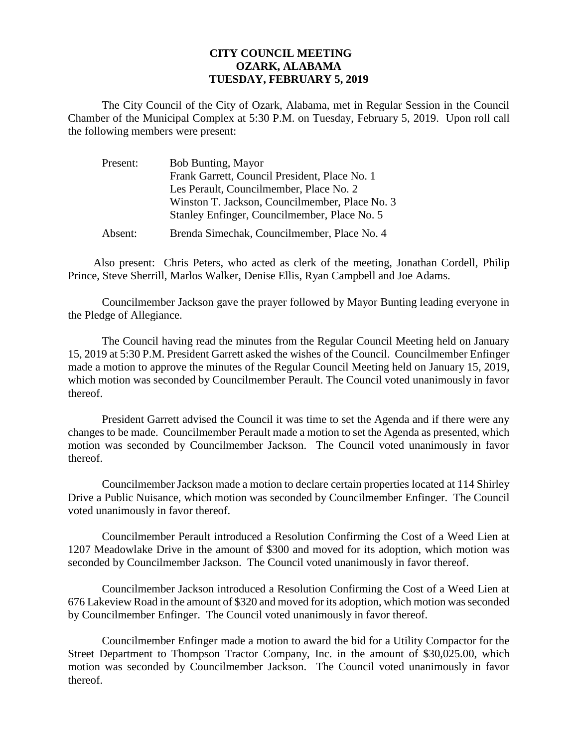**CITY COUNCIL MEETING**
**OZARK, ALABAMA**
**TUESDAY, FEBRUARY 5, 2019**

The City Council of the City of Ozark, Alabama, met in Regular Session in the Council Chamber of the Municipal Complex at 5:30 P.M. on Tuesday, February 5, 2019. Upon roll call the following members were present:

| | |
|---|---|
| Present: | Bob Bunting, Mayor |
| | Frank Garrett, Council President, Place No. 1 |
| | Les Perault, Councilmember, Place No. 2 |
| | Winston T. Jackson, Councilmember, Place No. 3 |
| | Stanley Enfinger, Councilmember, Place No. 5 |
| Absent: | Brenda Simechak, Councilmember, Place No. 4 |

Also present: Chris Peters, who acted as clerk of the meeting, Jonathan Cordell, Philip Prince, Steve Sherrill, Marlos Walker, Denise Ellis, Ryan Campbell and Joe Adams.

Councilmember Jackson gave the prayer followed by Mayor Bunting leading everyone in the Pledge of Allegiance.

The Council having read the minutes from the Regular Council Meeting held on January 15, 2019 at 5:30 P.M. President Garrett asked the wishes of the Council. Councilmember Enfinger made a motion to approve the minutes of the Regular Council Meeting held on January 15, 2019, which motion was seconded by Councilmember Perault. The Council voted unanimously in favor thereof.

President Garrett advised the Council it was time to set the Agenda and if there were any changes to be made. Councilmember Perault made a motion to set the Agenda as presented, which motion was seconded by Councilmember Jackson. The Council voted unanimously in favor thereof.

Councilmember Jackson made a motion to declare certain properties located at 114 Shirley Drive a Public Nuisance, which motion was seconded by Councilmember Enfinger. The Council voted unanimously in favor thereof.

Councilmember Perault introduced a Resolution Confirming the Cost of a Weed Lien at 1207 Meadowlake Drive in the amount of $300 and moved for its adoption, which motion was seconded by Councilmember Jackson. The Council voted unanimously in favor thereof.

Councilmember Jackson introduced a Resolution Confirming the Cost of a Weed Lien at 676 Lakeview Road in the amount of $320 and moved for its adoption, which motion was seconded by Councilmember Enfinger. The Council voted unanimously in favor thereof.

Councilmember Enfinger made a motion to award the bid for a Utility Compactor for the Street Department to Thompson Tractor Company, Inc. in the amount of $30,025.00, which motion was seconded by Councilmember Jackson. The Council voted unanimously in favor thereof.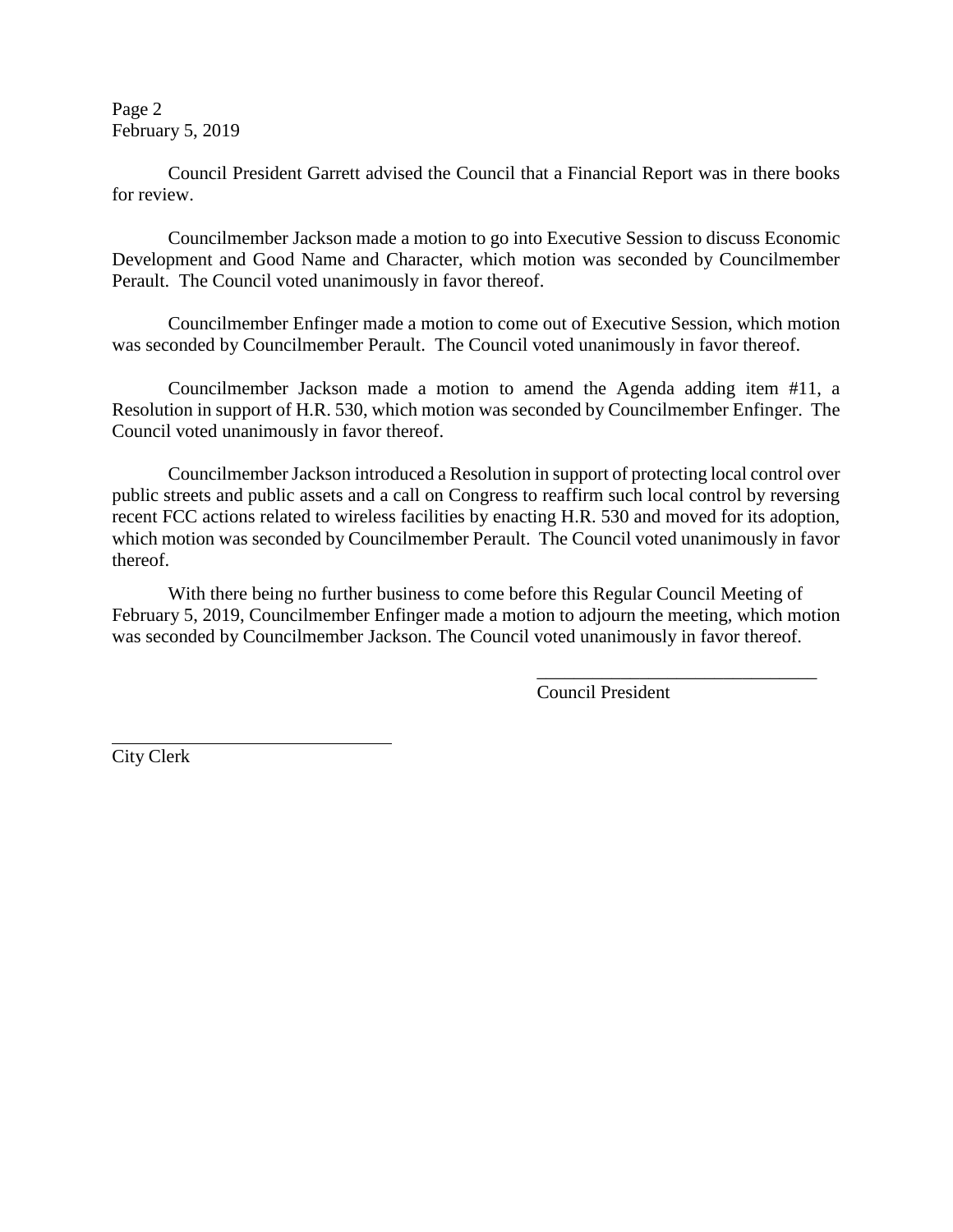Council President Garrett advised the Council that a Financial Report was in there books for review.

Councilmember Jackson made a motion to go into Executive Session to discuss Economic Development and Good Name and Character, which motion was seconded by Councilmember Perault. The Council voted unanimously in favor thereof.

Councilmember Enfinger made a motion to come out of Executive Session, which motion was seconded by Councilmember Perault. The Council voted unanimously in favor thereof.

Councilmember Jackson made a motion to amend the Agenda adding item #11, a Resolution in support of H.R. 530, which motion was seconded by Councilmember Enfinger. The Council voted unanimously in favor thereof.

Councilmember Jackson introduced a Resolution in support of protecting local control over public streets and public assets and a call on Congress to reaffirm such local control by reversing recent FCC actions related to wireless facilities by enacting H.R. 530 and moved for its adoption, which motion was seconded by Councilmember Perault. The Council voted unanimously in favor thereof.

With there being no further business to come before this Regular Council Meeting of February 5, 2019, Councilmember Enfinger made a motion to adjourn the meeting, which motion was seconded by Councilmember Jackson. The Council voted unanimously in favor thereof.

______________________________
Council President

______________________________
City Clerk